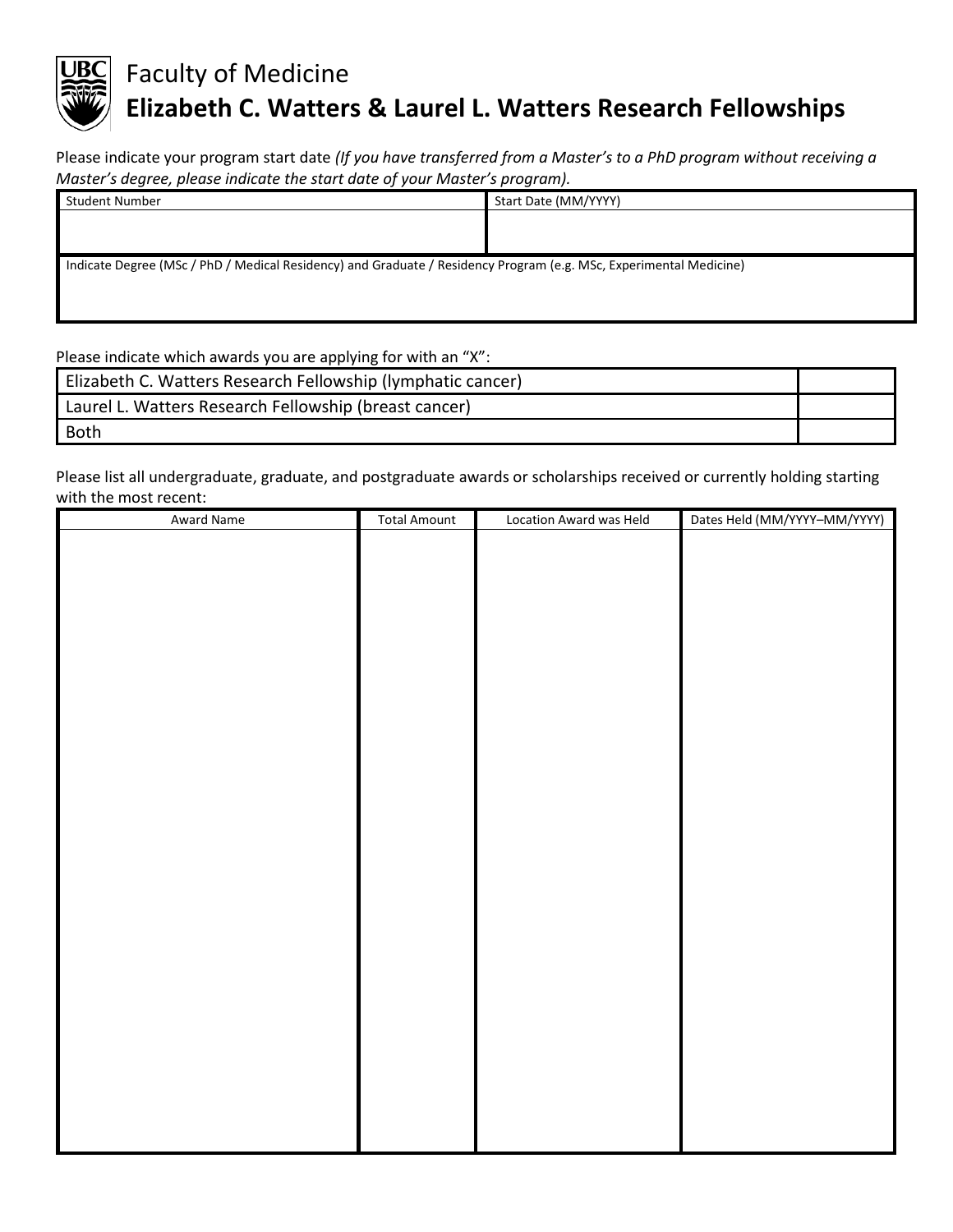# Faculty of Medicine
## Elizabeth C. Watters & Laurel L. Watters Research Fellowships

Please indicate your program start date *(If you have transferred from a Master's to a PhD program without receiving a Master's degree, please indicate the start date of your Master's program).*

| Student Number | Start Date (MM/YYYY) |
|---|---|
| | |
| Indicate Degree (MSc / PhD / Medical Residency) and Graduate / Residency Program (e.g. MSc, Experimental Medicine) | |
| | |

Please indicate which awards you are applying for with an "X":

| | |
|---|---|
| Elizabeth C. Watters Research Fellowship (lymphatic cancer) | |
| Laurel L. Watters Research Fellowship (breast cancer) | |
| Both | |

Please list all undergraduate, graduate, and postgraduate awards or scholarships received or currently holding starting with the most recent:

| Award Name | Total Amount | Location Award was Held | Dates Held (MM/YYYY–MM/YYYY) |
|---|---|---|---|
| | | | |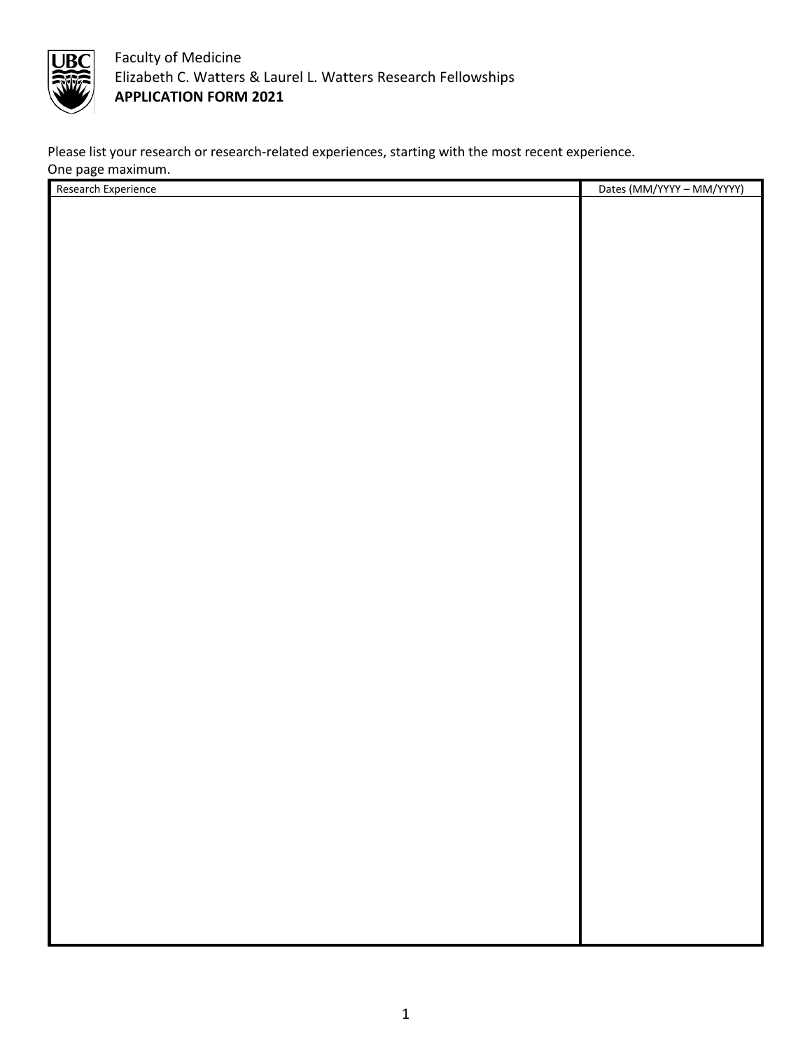Faculty of Medicine
Elizabeth C. Watters & Laurel L. Watters Research Fellowships
**APPLICATION FORM 2021**

Please list your research or research-related experiences, starting with the most recent experience.
One page maximum.

| Research Experience | Dates (MM/YYYY – MM/YYYY) |
| --- | --- |
| | |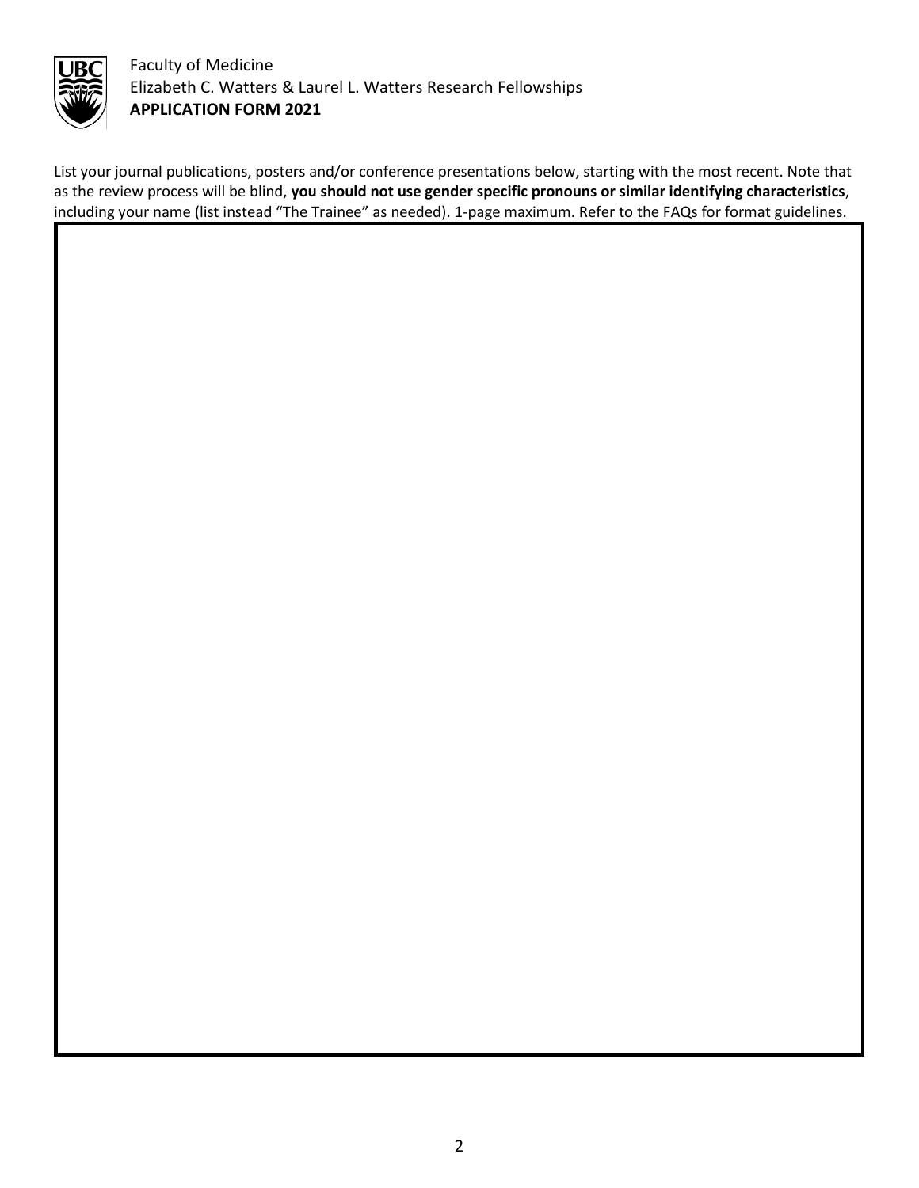Faculty of Medicine
Elizabeth C. Watters & Laurel L. Watters Research Fellowships
**APPLICATION FORM 2021**

List your journal publications, posters and/or conference presentations below, starting with the most recent. Note that as the review process will be blind, **you should not use gender specific pronouns or similar identifying characteristics**, including your name (list instead "The Trainee" as needed). 1-page maximum. Refer to the FAQs for format guidelines.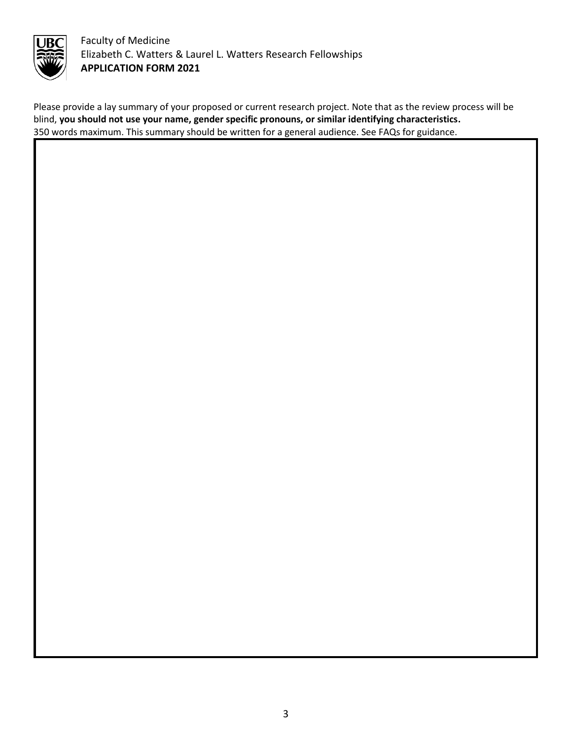Faculty of Medicine
Elizabeth C. Watters & Laurel L. Watters Research Fellowships
**APPLICATION FORM 2021**

Please provide a lay summary of your proposed or current research project. Note that as the review process will be blind, **you should not use your name, gender specific pronouns, or similar identifying characteristics.**
350 words maximum. This summary should be written for a general audience. See FAQs for guidance.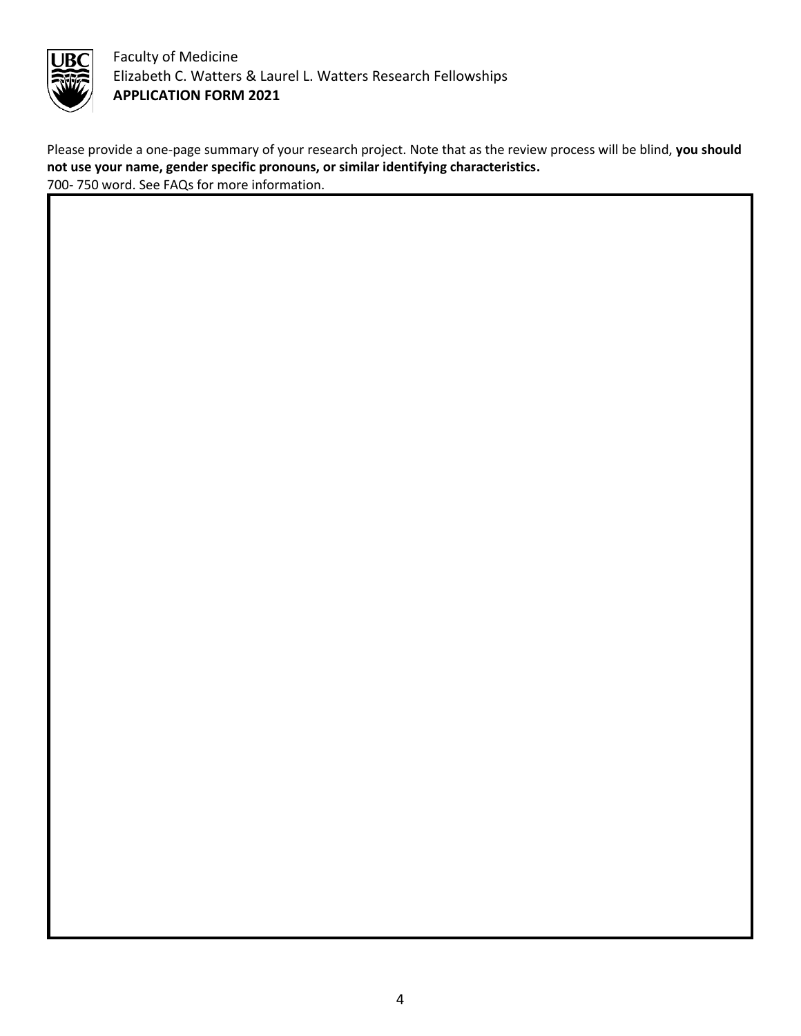Faculty of Medicine
Elizabeth C. Watters & Laurel L. Watters Research Fellowships
**APPLICATION FORM 2021**

Please provide a one-page summary of your research project. Note that as the review process will be blind, **you should not use your name, gender specific pronouns, or similar identifying characteristics.**
700- 750 word. See FAQs for more information.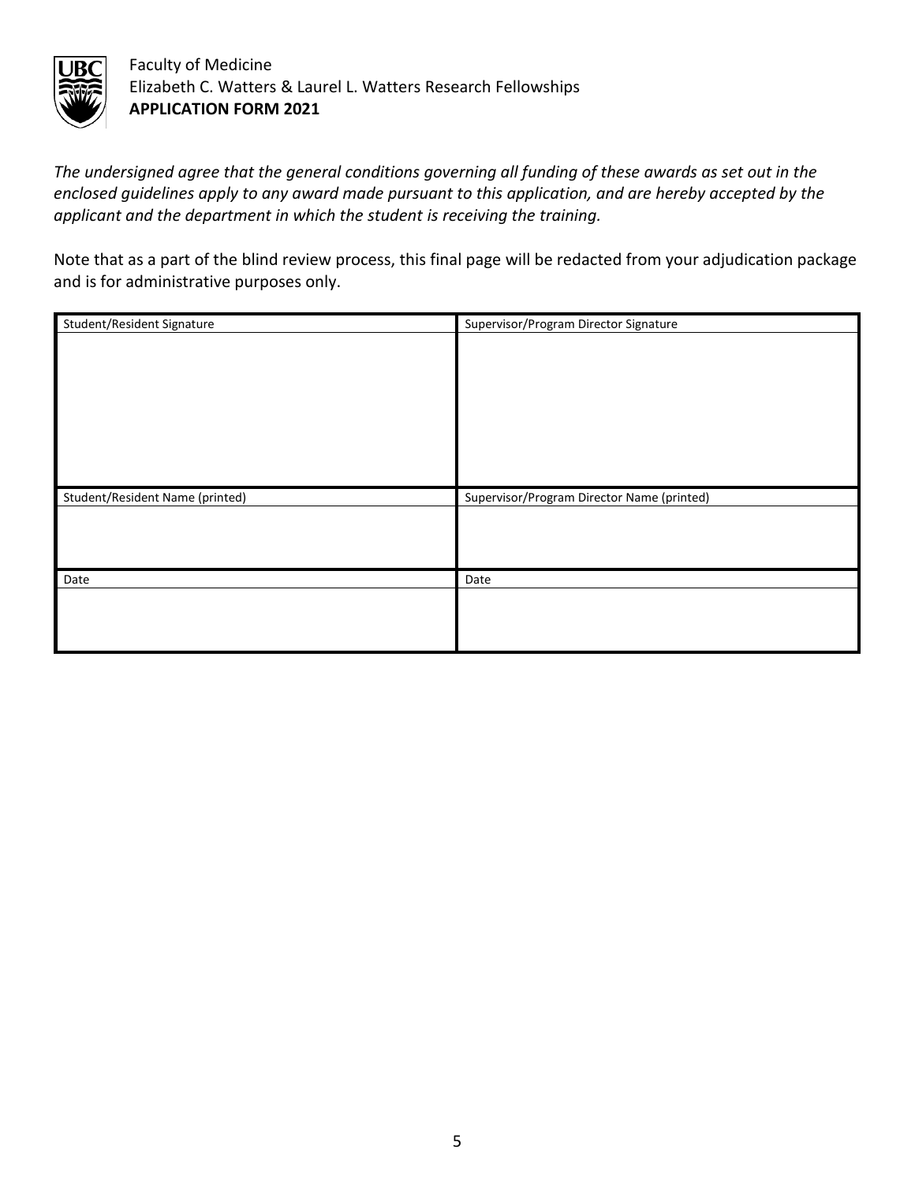Faculty of Medicine
Elizabeth C. Watters & Laurel L. Watters Research Fellowships
**APPLICATION FORM 2021**

*The undersigned agree that the general conditions governing all funding of these awards as set out in the enclosed guidelines apply to any award made pursuant to this application, and are hereby accepted by the applicant and the department in which the student is receiving the training.*

Note that as a part of the blind review process, this final page will be redacted from your adjudication package and is for administrative purposes only.

| Student/Resident Signature | Supervisor/Program Director Signature |
| --- | --- |
| | |
| Student/Resident Name (printed) | Supervisor/Program Director Name (printed) |
| | |
| Date | Date |
| | |